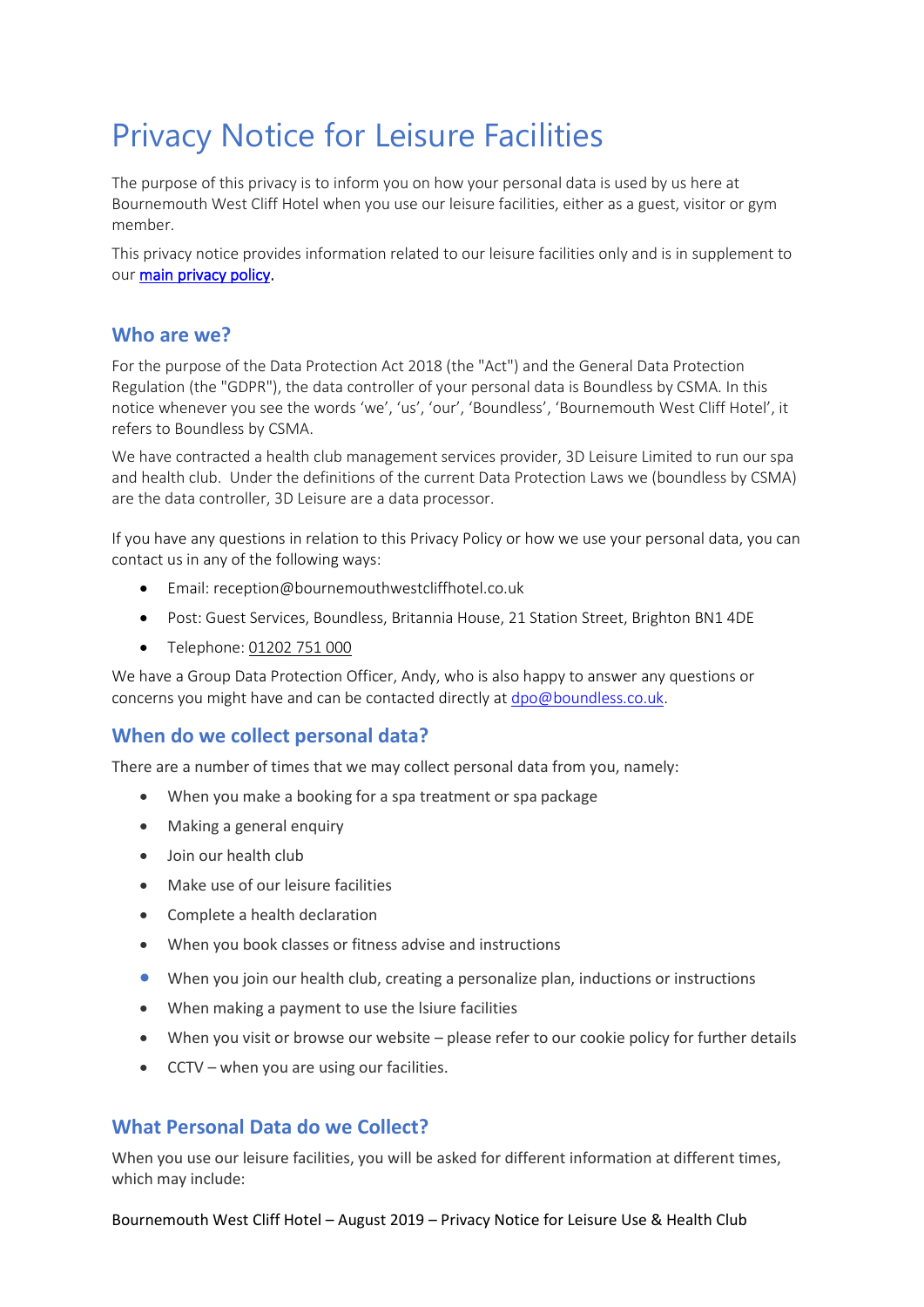# Privacy Notice for Leisure Facilities

The purpose of this privacy is to inform you on how your personal data is used by us here at Bournemouth West Cliff Hotel when you use our leisure facilities, either as a guest, visitor or gym member.

This privacy notice provides information related to our leisure facilities only and is in supplement to our main privacy policy.

## Who are we?

For the purpose of the Data Protection Act 2018 (the "Act") and the General Data Protection Regulation (the "GDPR"), the data controller of your personal data is Boundless by CSMA. In this notice whenever you see the words 'we', 'us', 'our', 'Boundless', 'Bournemouth West Cliff Hotel', it refers to Boundless by CSMA.

We have contracted a health club management services provider, 3D Leisure Limited to run our spa and health club. Under the definitions of the current Data Protection Laws we (boundless by CSMA) are the data controller, 3D Leisure are a data processor.

If you have any questions in relation to this Privacy Policy or how we use your personal data, you can contact us in any of the following ways:

- Email: reception@bournemouthwestcliffhotel.co.uk
- Post: Guest Services, Boundless, Britannia House, 21 Station Street, Brighton BN1 4DE
- Telephone: 01202 751 000

We have a Group Data Protection Officer, Andy, who is also happy to answer any questions or concerns you might have and can be contacted directly at dpo@boundless.co.uk.

## When do we collect personal data?

There are a number of times that we may collect personal data from you, namely:

- When you make a booking for a spa treatment or spa package
- Making a general enquiry
- Join our health club
- Make use of our leisure facilities
- Complete a health declaration
- When you book classes or fitness advise and instructions
- When you join our health club, creating a personalize plan, inductions or instructions
- When making a payment to use the lsiure facilities
- When you visit or browse our website – please refer to our cookie policy for further details
- CCTV – when you are using our facilities.

## What Personal Data do we Collect?

When you use our leisure facilities, you will be asked for different information at different times, which may include: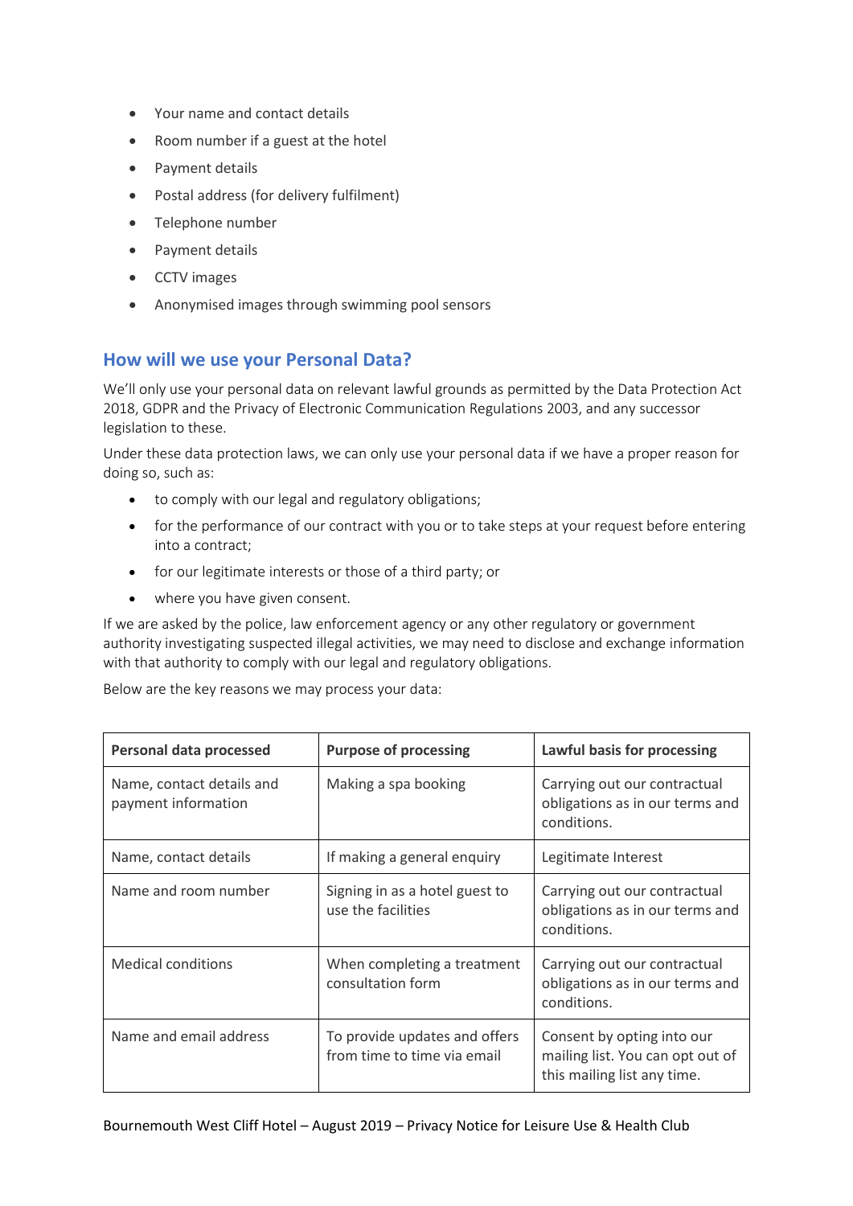- Your name and contact details
- Room number if a guest at the hotel
- Payment details
- Postal address (for delivery fulfilment)
- Telephone number
- Payment details
- CCTV images
- Anonymised images through swimming pool sensors

## How will we use your Personal Data?

We'll only use your personal data on relevant lawful grounds as permitted by the Data Protection Act 2018, GDPR and the Privacy of Electronic Communication Regulations 2003, and any successor legislation to these.

Under these data protection laws, we can only use your personal data if we have a proper reason for doing so, such as:

- to comply with our legal and regulatory obligations;
- for the performance of our contract with you or to take steps at your request before entering into a contract;
- for our legitimate interests or those of a third party; or
- where you have given consent.

If we are asked by the police, law enforcement agency or any other regulatory or government authority investigating suspected illegal activities, we may need to disclose and exchange information with that authority to comply with our legal and regulatory obligations.

Below are the key reasons we may process your data:

| Personal data processed | Purpose of processing | Lawful basis for processing |
|---|---|---|
| Name, contact details and payment information | Making a spa booking | Carrying out our contractual obligations as in our terms and conditions. |
| Name, contact details | If making a general enquiry | Legitimate Interest |
| Name and room number | Signing in as a hotel guest to use the facilities | Carrying out our contractual obligations as in our terms and conditions. |
| Medical conditions | When completing a treatment consultation form | Carrying out our contractual obligations as in our terms and conditions. |
| Name and email address | To provide updates and offers from time to time via email | Consent by opting into our mailing list. You can opt out of this mailing list any time. |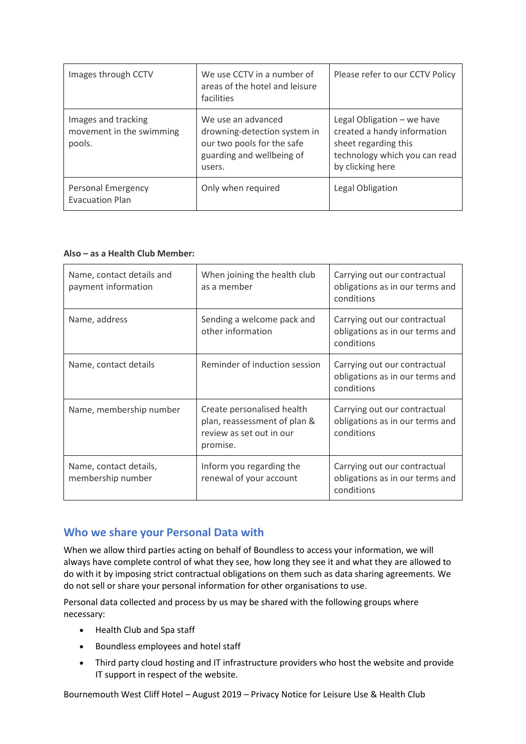| | | |
|---|---|---|
| Images through CCTV | We use CCTV in a number of areas of the hotel and leisure facilities | Please refer to our CCTV Policy |
| Images and tracking movement in the swimming pools. | We use an advanced drowning-detection system in our two pools for the safe guarding and wellbeing of users. | Legal Obligation – we have created a handy information sheet regarding this technology which you can read by clicking here |
| Personal Emergency Evacuation Plan | Only when required | Legal Obligation |

**Also – as a Health Club Member:**

| | | |
|---|---|---|
| Name, contact details and payment information | When joining the health club as a member | Carrying out our contractual obligations as in our terms and conditions |
| Name, address | Sending a welcome pack and other information | Carrying out our contractual obligations as in our terms and conditions |
| Name, contact details | Reminder of induction session | Carrying out our contractual obligations as in our terms and conditions |
| Name, membership number | Create personalised health plan, reassessment of plan & review as set out in our promise. | Carrying out our contractual obligations as in our terms and conditions |
| Name, contact details, membership number | Inform you regarding the renewal of your account | Carrying out our contractual obligations as in our terms and conditions |

## Who we share your Personal Data with

When we allow third parties acting on behalf of Boundless to access your information, we will always have complete control of what they see, how long they see it and what they are allowed to do with it by imposing strict contractual obligations on them such as data sharing agreements. We do not sell or share your personal information for other organisations to use.

Personal data collected and process by us may be shared with the following groups where necessary:

- Health Club and Spa staff
- Boundless employees and hotel staff
- Third party cloud hosting and IT infrastructure providers who host the website and provide IT support in respect of the website.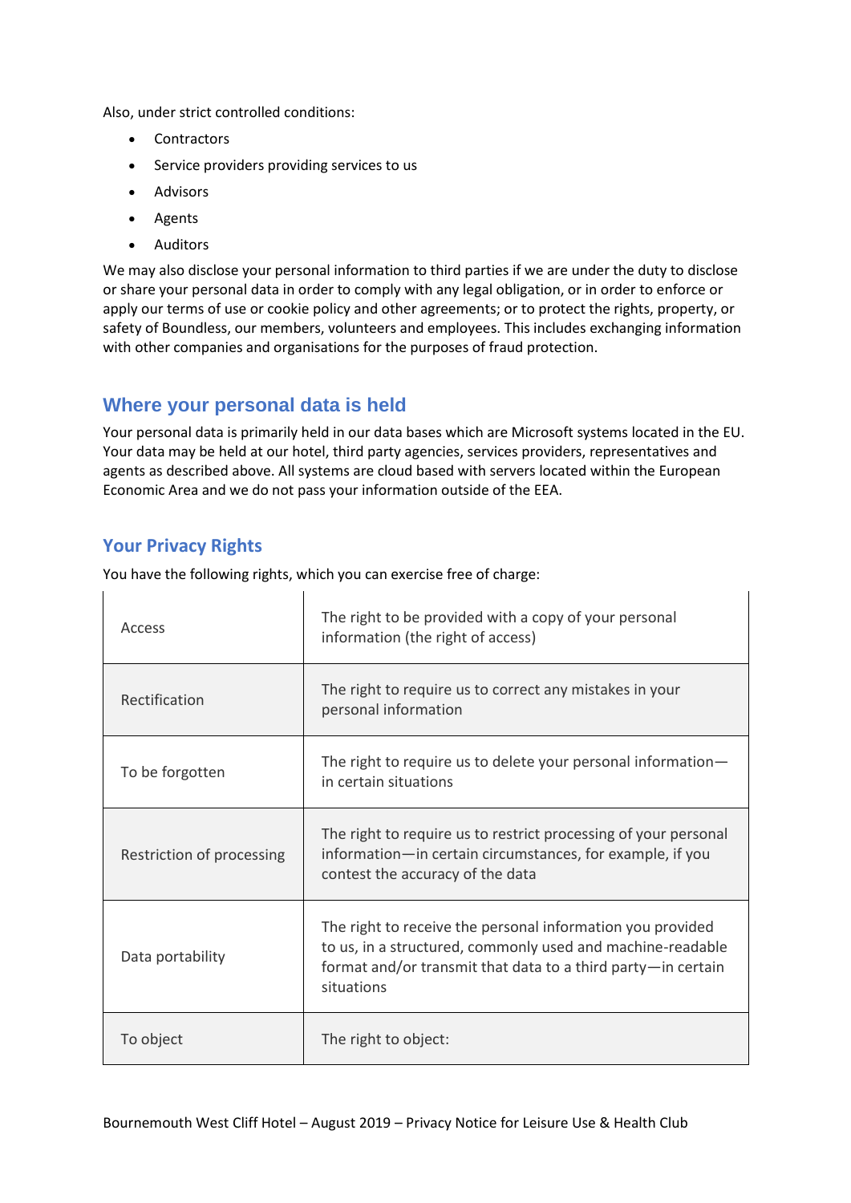Also, under strict controlled conditions:

- Contractors
- Service providers providing services to us
- Advisors
- Agents
- Auditors

We may also disclose your personal information to third parties if we are under the duty to disclose or share your personal data in order to comply with any legal obligation, or in order to enforce or apply our terms of use or cookie policy and other agreements; or to protect the rights, property, or safety of Boundless, our members, volunteers and employees. This includes exchanging information with other companies and organisations for the purposes of fraud protection.

## Where your personal data is held

Your personal data is primarily held in our data bases which are Microsoft systems located in the EU. Your data may be held at our hotel, third party agencies, services providers, representatives and agents as described above. All systems are cloud based with servers located within the European Economic Area and we do not pass your information outside of the EEA.

## Your Privacy Rights

You have the following rights, which you can exercise free of charge:

| | |
|---|---|
| Access | The right to be provided with a copy of your personal information (the right of access) |
| Rectification | The right to require us to correct any mistakes in your personal information |
| To be forgotten | The right to require us to delete your personal information—in certain situations |
| Restriction of processing | The right to require us to restrict processing of your personal information—in certain circumstances, for example, if you contest the accuracy of the data |
| Data portability | The right to receive the personal information you provided to us, in a structured, commonly used and machine-readable format and/or transmit that data to a third party—in certain situations |
| To object | The right to object: |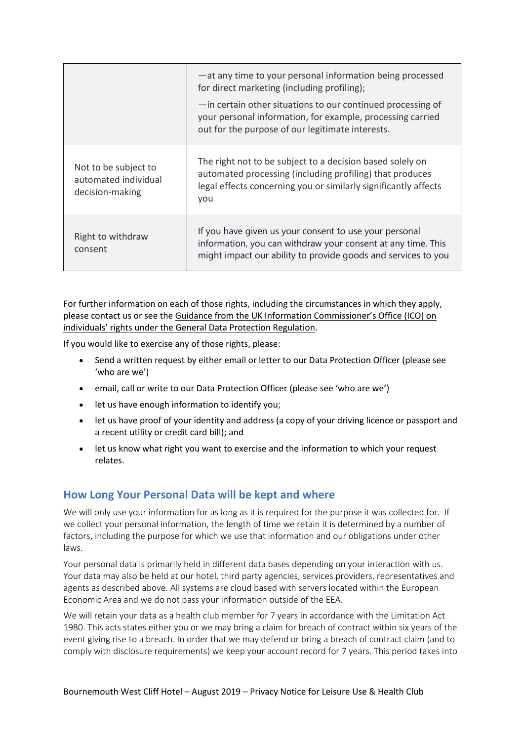| | |
|---|---|
| | —at any time to your personal information being processed for direct marketing (including profiling);<br><br>—in certain other situations to our continued processing of your personal information, for example, processing carried out for the purpose of our legitimate interests. |
| Not to be subject to automated individual decision-making | The right not to be subject to a decision based solely on automated processing (including profiling) that produces legal effects concerning you or similarly significantly affects you |
| Right to withdraw consent | If you have given us your consent to use your personal information, you can withdraw your consent at any time. This might impact our ability to provide goods and services to you |

For further information on each of those rights, including the circumstances in which they apply, please contact us or see the Guidance from the UK Information Commissioner's Office (ICO) on individuals' rights under the General Data Protection Regulation.

If you would like to exercise any of those rights, please:

- Send a written request by either email or letter to our Data Protection Officer (please see 'who are we')
- email, call or write to our Data Protection Officer (please see 'who are we')
- let us have enough information to identify you;
- let us have proof of your identity and address (a copy of your driving licence or passport and a recent utility or credit card bill); and
- let us know what right you want to exercise and the information to which your request relates.

## How Long Your Personal Data will be kept and where

We will only use your information for as long as it is required for the purpose it was collected for. If we collect your personal information, the length of time we retain it is determined by a number of factors, including the purpose for which we use that information and our obligations under other laws.

Your personal data is primarily held in different data bases depending on your interaction with us. Your data may also be held at our hotel, third party agencies, services providers, representatives and agents as described above. All systems are cloud based with servers located within the European Economic Area and we do not pass your information outside of the EEA.

We will retain your data as a health club member for 7 years in accordance with the Limitation Act 1980. This acts states either you or we may bring a claim for breach of contract within six years of the event giving rise to a breach. In order that we may defend or bring a breach of contract claim (and to comply with disclosure requirements) we keep your account record for 7 years. This period takes into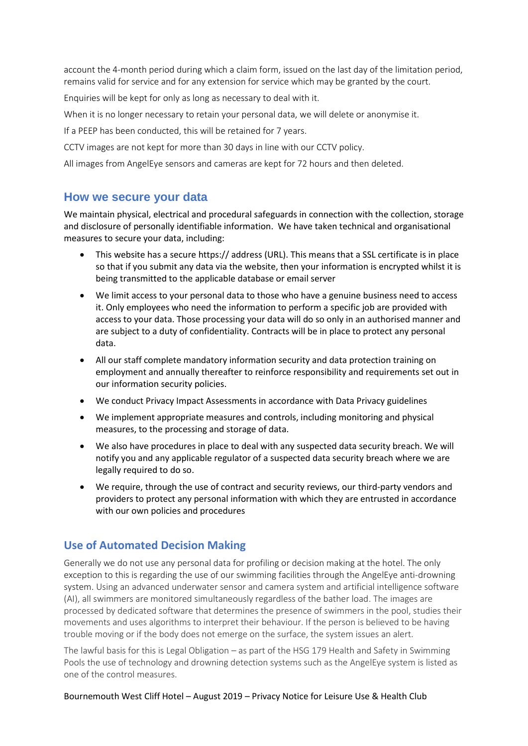account the 4-month period during which a claim form, issued on the last day of the limitation period, remains valid for service and for any extension for service which may be granted by the court.

Enquiries will be kept for only as long as necessary to deal with it.

When it is no longer necessary to retain your personal data, we will delete or anonymise it.

If a PEEP has been conducted, this will be retained for 7 years.

CCTV images are not kept for more than 30 days in line with our CCTV policy.

All images from AngelEye sensors and cameras are kept for 72 hours and then deleted.

## How we secure your data

We maintain physical, electrical and procedural safeguards in connection with the collection, storage and disclosure of personally identifiable information. We have taken technical and organisational measures to secure your data, including:

- This website has a secure https:// address (URL). This means that a SSL certificate is in place so that if you submit any data via the website, then your information is encrypted whilst it is being transmitted to the applicable database or email server
- We limit access to your personal data to those who have a genuine business need to access it. Only employees who need the information to perform a specific job are provided with access to your data. Those processing your data will do so only in an authorised manner and are subject to a duty of confidentiality. Contracts will be in place to protect any personal data.
- All our staff complete mandatory information security and data protection training on employment and annually thereafter to reinforce responsibility and requirements set out in our information security policies.
- We conduct Privacy Impact Assessments in accordance with Data Privacy guidelines
- We implement appropriate measures and controls, including monitoring and physical measures, to the processing and storage of data.
- We also have procedures in place to deal with any suspected data security breach. We will notify you and any applicable regulator of a suspected data security breach where we are legally required to do so.
- We require, through the use of contract and security reviews, our third-party vendors and providers to protect any personal information with which they are entrusted in accordance with our own policies and procedures

## Use of Automated Decision Making

Generally we do not use any personal data for profiling or decision making at the hotel. The only exception to this is regarding the use of our swimming facilities through the AngelEye anti-drowning system. Using an advanced underwater sensor and camera system and artificial intelligence software (AI), all swimmers are monitored simultaneously regardless of the bather load. The images are processed by dedicated software that determines the presence of swimmers in the pool, studies their movements and uses algorithms to interpret their behaviour. If the person is believed to be having trouble moving or if the body does not emerge on the surface, the system issues an alert.

The lawful basis for this is Legal Obligation – as part of the HSG 179 Health and Safety in Swimming Pools the use of technology and drowning detection systems such as the AngelEye system is listed as one of the control measures.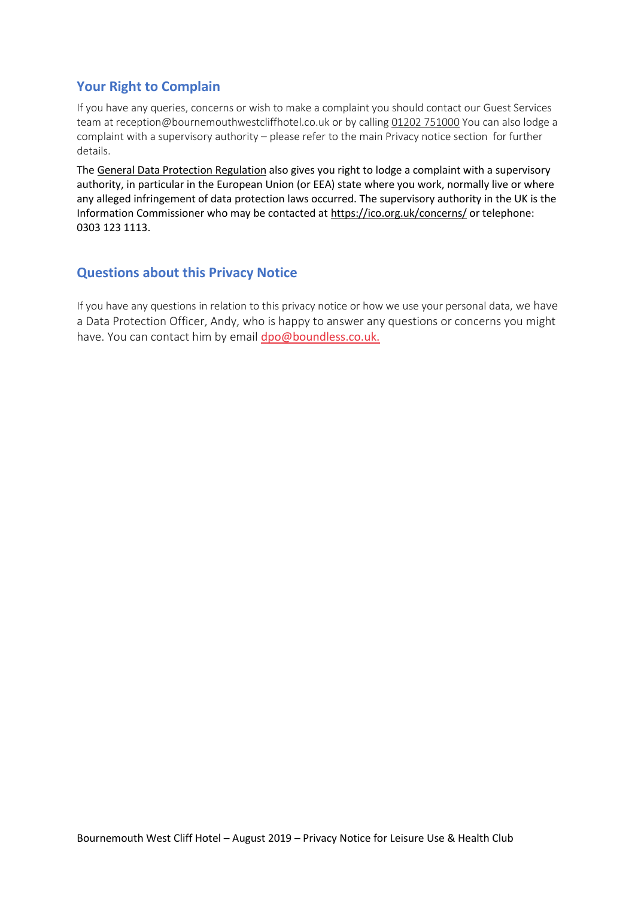## Your Right to Complain

If you have any queries, concerns or wish to make a complaint you should contact our Guest Services team at reception@bournemouthwestcliffhotel.co.uk or by calling 01202 751000 You can also lodge a complaint with a supervisory authority – please refer to the main Privacy notice section for further details.

The General Data Protection Regulation also gives you right to lodge a complaint with a supervisory authority, in particular in the European Union (or EEA) state where you work, normally live or where any alleged infringement of data protection laws occurred. The supervisory authority in the UK is the Information Commissioner who may be contacted at https://ico.org.uk/concerns/ or telephone: 0303 123 1113.

## Questions about this Privacy Notice

If you have any questions in relation to this privacy notice or how we use your personal data, we have a Data Protection Officer, Andy, who is happy to answer any questions or concerns you might have. You can contact him by email dpo@boundless.co.uk.